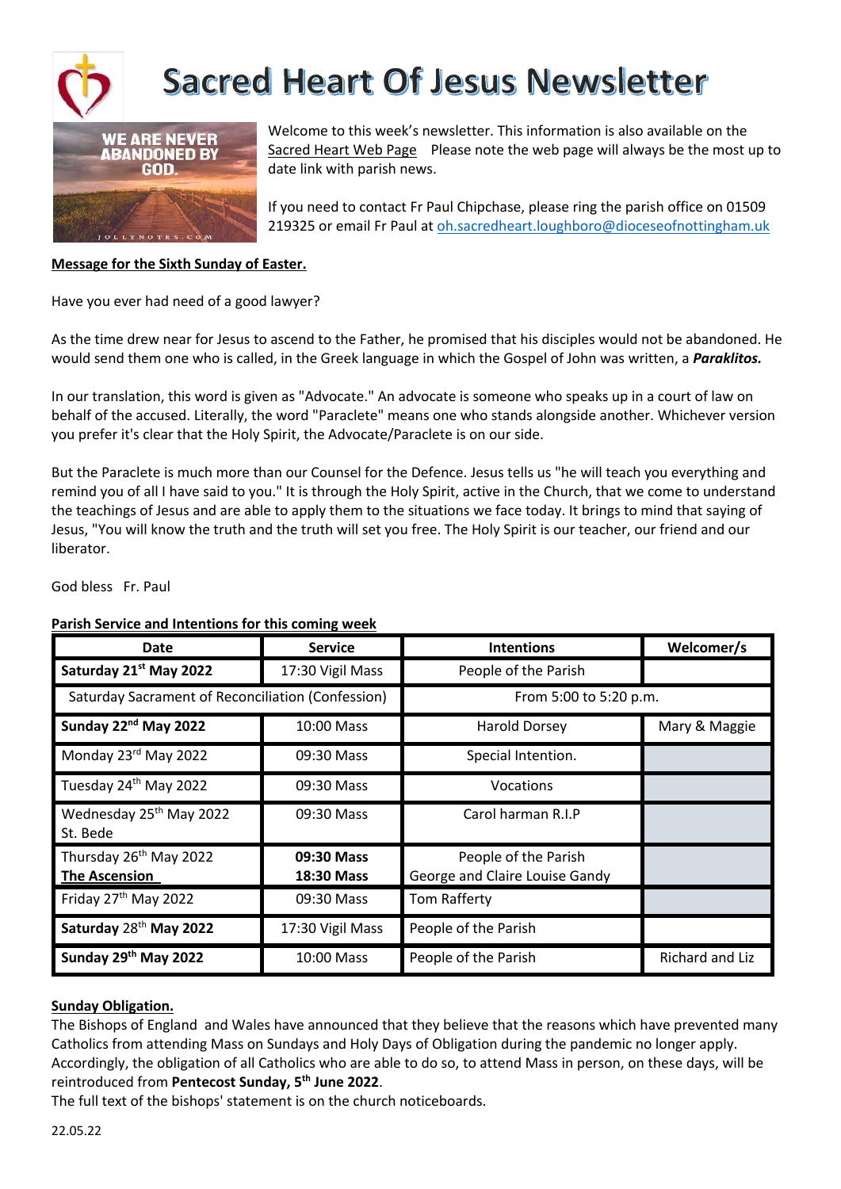# Sacred Heart Of Jesus Newsletter

Welcome to this week's newsletter. This information is also available on the Sacred Heart Web Page   Please note the web page will always be the most up to date link with parish news.

If you need to contact Fr Paul Chipchase, please ring the parish office on 01509 219325 or email Fr Paul at oh.sacredheart.loughboro@dioceseofnottingham.uk

**Message for the Sixth Sunday of Easter.**

Have you ever had need of a good lawyer?

As the time drew near for Jesus to ascend to the Father, he promised that his disciples would not be abandoned. He would send them one who is called, in the Greek language in which the Gospel of John was written, a ***Paraklitos.***

In our translation, this word is given as "Advocate." An advocate is someone who speaks up in a court of law on behalf of the accused. Literally, the word "Paraclete" means one who stands alongside another. Whichever version you prefer it's clear that the Holy Spirit, the Advocate/Paraclete is on our side.

But the Paraclete is much more than our Counsel for the Defence. Jesus tells us "he will teach you everything and remind you of all I have said to you." It is through the Holy Spirit, active in the Church, that we come to understand the teachings of Jesus and are able to apply them to the situations we face today. It brings to mind that saying of Jesus, "You will know the truth and the truth will set you free. The Holy Spirit is our teacher, our friend and our liberator.

God bless   Fr. Paul

**Parish Service and Intentions for this coming week**

| Date | Service | Intentions | Welcomer/s |
|---|---|---|---|
| **Saturday 21st May 2022** | 17:30 Vigil Mass | People of the Parish | |
| Saturday Sacrament of Reconciliation (Confession) | | From 5:00 to 5:20 p.m. | |
| **Sunday 22nd May 2022** | 10:00 Mass | Harold Dorsey | Mary & Maggie |
| Monday 23rd May 2022 | 09:30 Mass | Special Intention. | |
| Tuesday 24th May 2022 | 09:30 Mass | Vocations | |
| Wednesday 25th May 2022 St. Bede | 09:30 Mass | Carol harman R.I.P | |
| Thursday 26th May 2022 **The Ascension** | **09:30 Mass** **18:30 Mass** | People of the Parish George and Claire Louise Gandy | |
| Friday 27th May 2022 | 09:30 Mass | Tom Rafferty | |
| **Saturday 28th May 2022** | 17:30 Vigil Mass | People of the Parish | |
| **Sunday 29th May 2022** | 10:00 Mass | People of the Parish | Richard and Liz |

**Sunday Obligation.**

The Bishops of England and Wales have announced that they believe that the reasons which have prevented many Catholics from attending Mass on Sundays and Holy Days of Obligation during the pandemic no longer apply. Accordingly, the obligation of all Catholics who are able to do so, to attend Mass in person, on these days, will be reintroduced from **Pentecost Sunday, 5th June 2022**.

The full text of the bishops' statement is on the church noticeboards.

22.05.22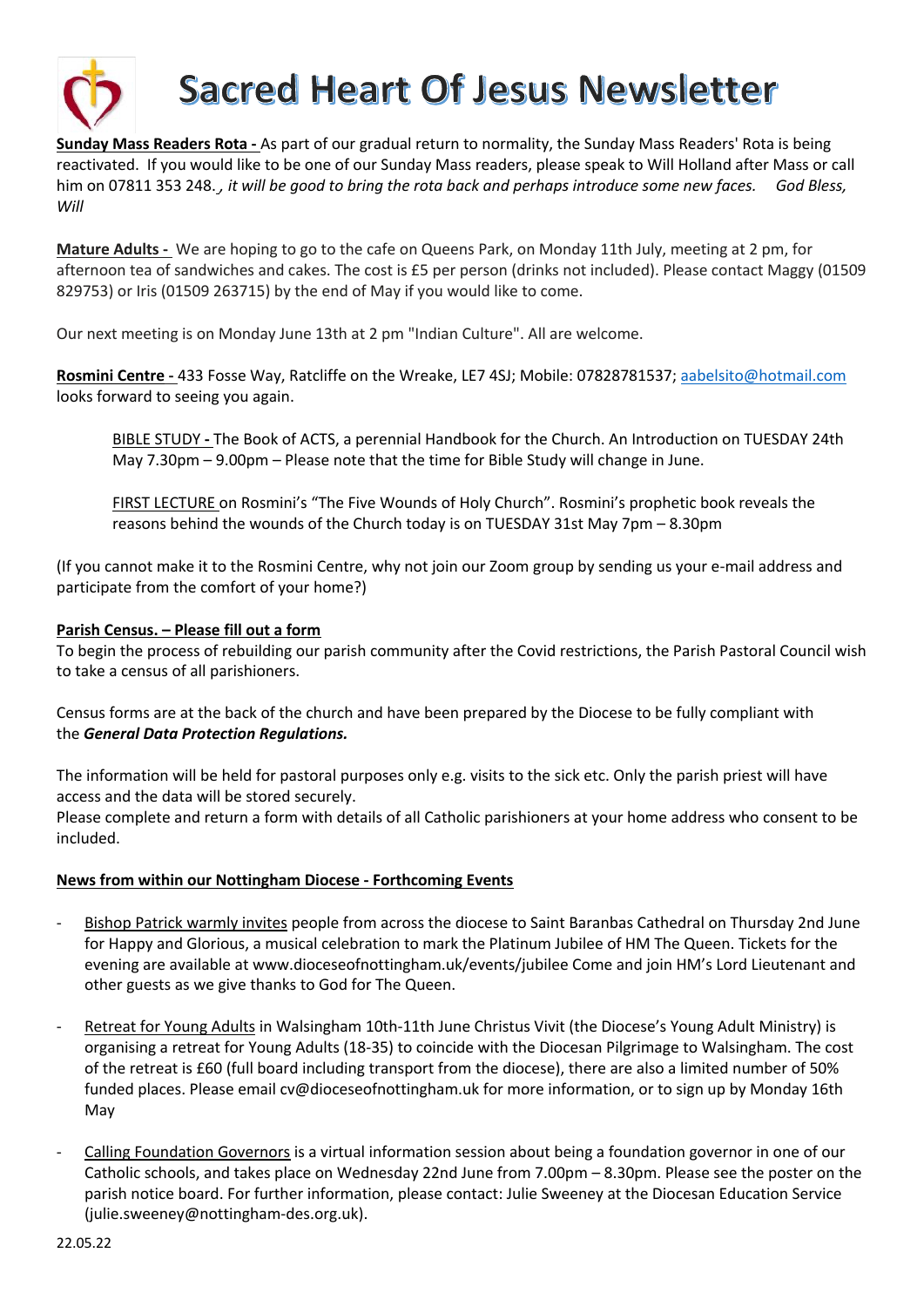# Sacred Heart Of Jesus Newsletter

**Sunday Mass Readers Rota -** As part of our gradual return to normality, the Sunday Mass Readers' Rota is being reactivated. If you would like to be one of our Sunday Mass readers, please speak to Will Holland after Mass or call him on 07811 353 248. *, it will be good to bring the rota back and perhaps introduce some new faces. God Bless, Will*

**Mature Adults -** We are hoping to go to the cafe on Queens Park, on Monday 11th July, meeting at 2 pm, for afternoon tea of sandwiches and cakes. The cost is £5 per person (drinks not included). Please contact Maggy (01509 829753) or Iris (01509 263715) by the end of May if you would like to come.

Our next meeting is on Monday June 13th at 2 pm "Indian Culture". All are welcome.

**Rosmini Centre -** 433 Fosse Way, Ratcliffe on the Wreake, LE7 4SJ; Mobile: 07828781537; aabelsito@hotmail.com looks forward to seeing you again.

> BIBLE STUDY - The Book of ACTS, a perennial Handbook for the Church. An Introduction on TUESDAY 24th May 7.30pm – 9.00pm – Please note that the time for Bible Study will change in June.
>
> FIRST LECTURE on Rosmini's "The Five Wounds of Holy Church". Rosmini's prophetic book reveals the reasons behind the wounds of the Church today is on TUESDAY 31st May 7pm – 8.30pm

(If you cannot make it to the Rosmini Centre, why not join our Zoom group by sending us your e-mail address and participate from the comfort of your home?)

**Parish Census. – Please fill out a form**

To begin the process of rebuilding our parish community after the Covid restrictions, the Parish Pastoral Council wish to take a census of all parishioners.

Census forms are at the back of the church and have been prepared by the Diocese to be fully compliant with the ***General Data Protection Regulations.***

The information will be held for pastoral purposes only e.g. visits to the sick etc. Only the parish priest will have access and the data will be stored securely.
Please complete and return a form with details of all Catholic parishioners at your home address who consent to be included.

**News from within our Nottingham Diocese - Forthcoming Events**

- Bishop Patrick warmly invites people from across the diocese to Saint Baranbas Cathedral on Thursday 2nd June for Happy and Glorious, a musical celebration to mark the Platinum Jubilee of HM The Queen. Tickets for the evening are available at www.dioceseofnottingham.uk/events/jubilee Come and join HM's Lord Lieutenant and other guests as we give thanks to God for The Queen.

- Retreat for Young Adults in Walsingham 10th-11th June Christus Vivit (the Diocese's Young Adult Ministry) is organising a retreat for Young Adults (18-35) to coincide with the Diocesan Pilgrimage to Walsingham. The cost of the retreat is £60 (full board including transport from the diocese), there are also a limited number of 50% funded places. Please email cv@dioceseofnottingham.uk for more information, or to sign up by Monday 16th May

- Calling Foundation Governors is a virtual information session about being a foundation governor in one of our Catholic schools, and takes place on Wednesday 22nd June from 7.00pm – 8.30pm. Please see the poster on the parish notice board. For further information, please contact: Julie Sweeney at the Diocesan Education Service (julie.sweeney@nottingham-des.org.uk).

22.05.22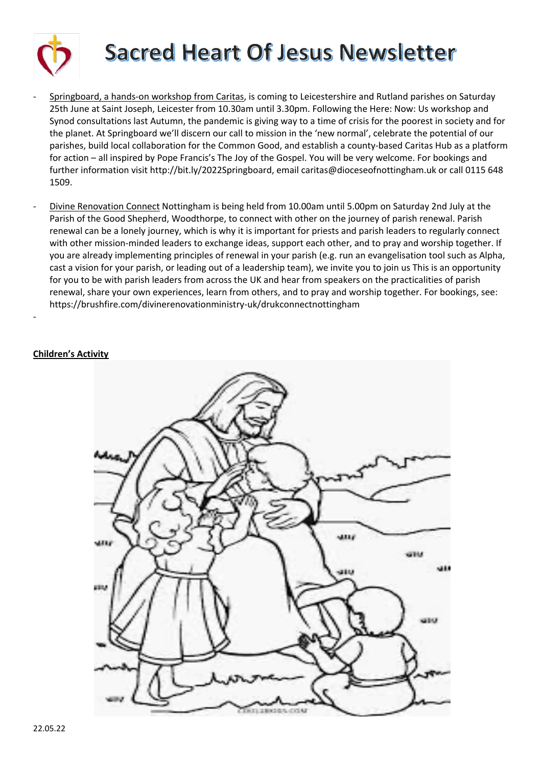- Springboard, a hands-on workshop from Caritas, is coming to Leicestershire and Rutland parishes on Saturday 25th June at Saint Joseph, Leicester from 10.30am until 3.30pm. Following the Here: Now: Us workshop and Synod consultations last Autumn, the pandemic is giving way to a time of crisis for the poorest in society and for the planet. At Springboard we'll discern our call to mission in the 'new normal', celebrate the potential of our parishes, build local collaboration for the Common Good, and establish a county-based Caritas Hub as a platform for action – all inspired by Pope Francis's The Joy of the Gospel. You will be very welcome. For bookings and further information visit http://bit.ly/2022Springboard, email caritas@dioceseofnottingham.uk or call 0115 648 1509.

- Divine Renovation Connect Nottingham is being held from 10.00am until 5.00pm on Saturday 2nd July at the Parish of the Good Shepherd, Woodthorpe, to connect with other on the journey of parish renewal. Parish renewal can be a lonely journey, which is why it is important for priests and parish leaders to regularly connect with other mission-minded leaders to exchange ideas, support each other, and to pray and worship together. If you are already implementing principles of renewal in your parish (e.g. run an evangelisation tool such as Alpha, cast a vision for your parish, or leading out of a leadership team), we invite you to join us This is an opportunity for you to be with parish leaders from across the UK and hear from speakers on the practicalities of parish renewal, share your own experiences, learn from others, and to pray and worship together. For bookings, see: https://brushfire.com/divinerenovationministry-uk/drukconnectnottingham

-

**Children's Activity**

22.05.22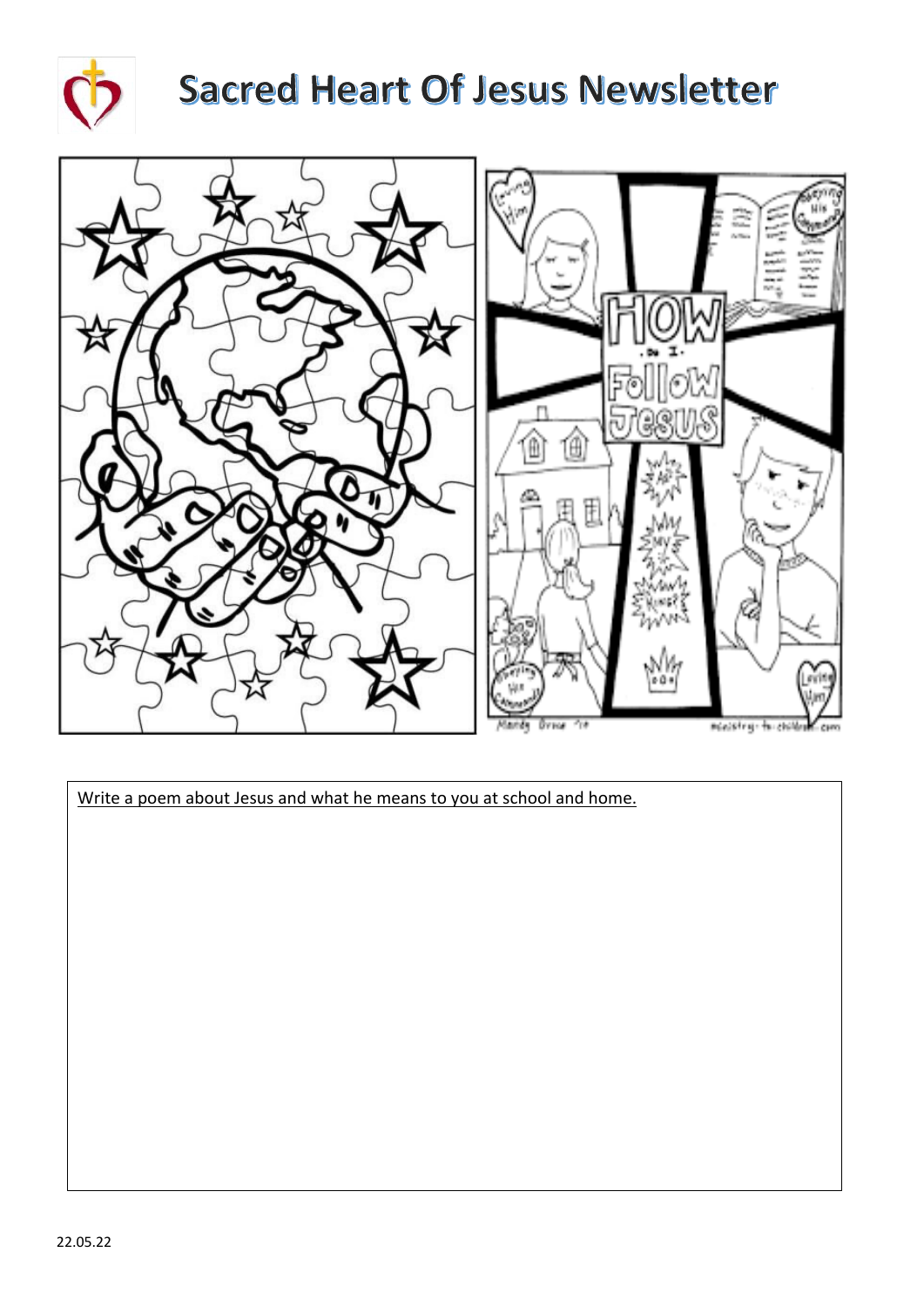# Sacred Heart Of Jesus Newsletter

Write a poem about Jesus and what he means to you at school and home.

22.05.22